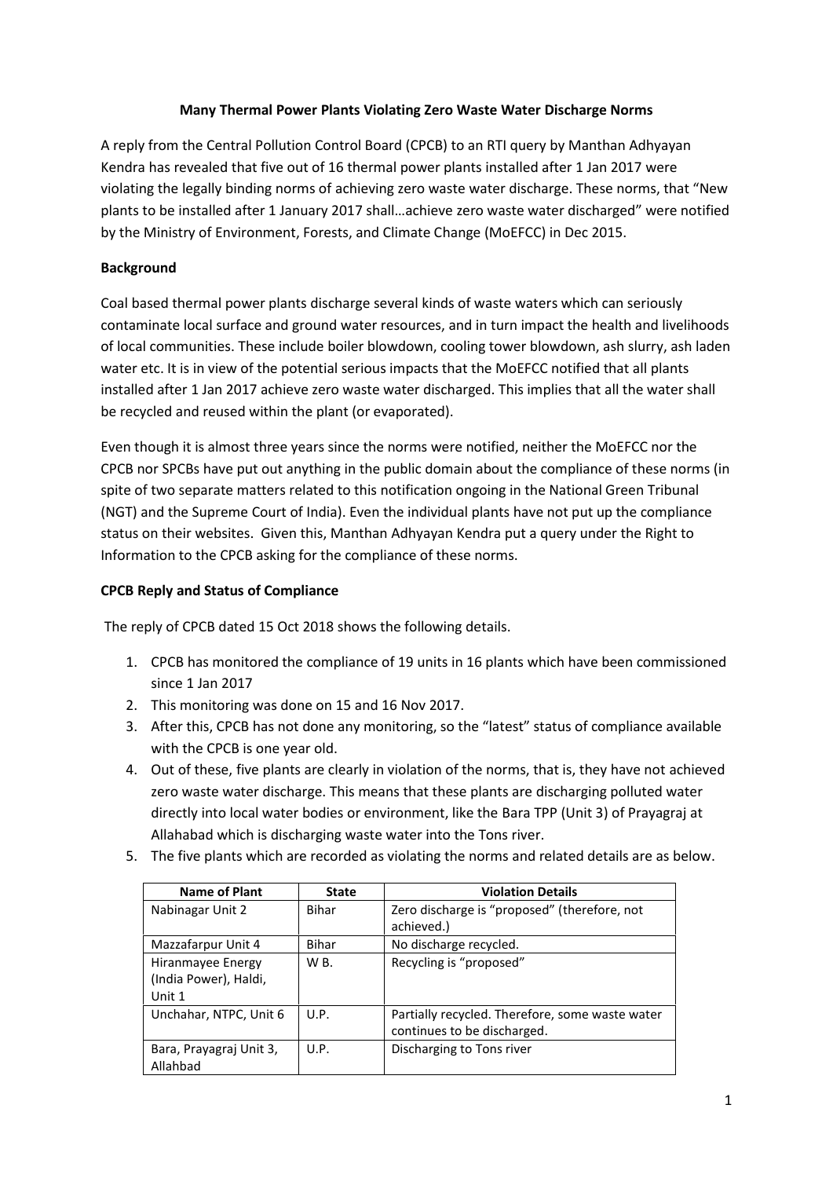**Many Thermal Power Plants Violating Zero Waste Water Discharge Norms**

A reply from the Central Pollution Control Board (CPCB) to an RTI query by Manthan Adhyayan Kendra has revealed that five out of 16 thermal power plants installed after 1 Jan 2017 were violating the legally binding norms of achieving zero waste water discharge. These norms, that "New plants to be installed after 1 January 2017 shall…achieve zero waste water discharged" were notified by the Ministry of Environment, Forests, and Climate Change (MoEFCC) in Dec 2015.

**Background**

Coal based thermal power plants discharge several kinds of waste waters which can seriously contaminate local surface and ground water resources, and in turn impact the health and livelihoods of local communities. These include boiler blowdown, cooling tower blowdown, ash slurry, ash laden water etc. It is in view of the potential serious impacts that the MoEFCC notified that all plants installed after 1 Jan 2017 achieve zero waste water discharged. This implies that all the water shall be recycled and reused within the plant (or evaporated).

Even though it is almost three years since the norms were notified, neither the MoEFCC nor the CPCB nor SPCBs have put out anything in the public domain about the compliance of these norms (in spite of two separate matters related to this notification ongoing in the National Green Tribunal (NGT) and the Supreme Court of India). Even the individual plants have not put up the compliance status on their websites. Given this, Manthan Adhyayan Kendra put a query under the Right to Information to the CPCB asking for the compliance of these norms.

**CPCB Reply and Status of Compliance**

The reply of CPCB dated 15 Oct 2018 shows the following details.

1. CPCB has monitored the compliance of 19 units in 16 plants which have been commissioned since 1 Jan 2017
2. This monitoring was done on 15 and 16 Nov 2017.
3. After this, CPCB has not done any monitoring, so the "latest" status of compliance available with the CPCB is one year old.
4. Out of these, five plants are clearly in violation of the norms, that is, they have not achieved zero waste water discharge. This means that these plants are discharging polluted water directly into local water bodies or environment, like the Bara TPP (Unit 3) of Prayagraj at Allahabad which is discharging waste water into the Tons river.
5. The five plants which are recorded as violating the norms and related details are as below.

| Name of Plant | State | Violation Details |
|---|---|---|
| Nabinagar Unit 2 | Bihar | Zero discharge is "proposed" (therefore, not achieved.) |
| Mazzafarpur Unit 4 | Bihar | No discharge recycled. |
| Hiranmayee Energy (India Power), Haldi, Unit 1 | W B. | Recycling is "proposed" |
| Unchahar, NTPC, Unit 6 | U.P. | Partially recycled. Therefore, some waste water continues to be discharged. |
| Bara, Prayagraj Unit 3, Allahbad | U.P. | Discharging to Tons river |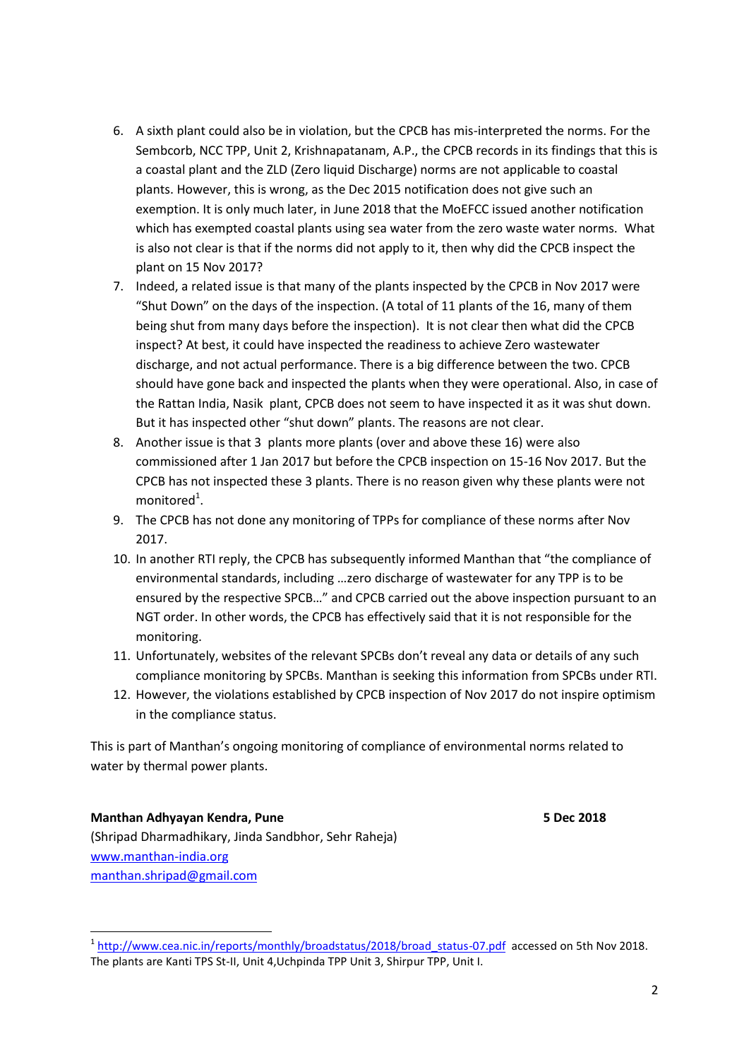6. A sixth plant could also be in violation, but the CPCB has mis-interpreted the norms. For the Sembcorb, NCC TPP, Unit 2, Krishnapatanam, A.P., the CPCB records in its findings that this is a coastal plant and the ZLD (Zero liquid Discharge) norms are not applicable to coastal plants. However, this is wrong, as the Dec 2015 notification does not give such an exemption. It is only much later, in June 2018 that the MoEFCC issued another notification which has exempted coastal plants using sea water from the zero waste water norms. What is also not clear is that if the norms did not apply to it, then why did the CPCB inspect the plant on 15 Nov 2017?
7. Indeed, a related issue is that many of the plants inspected by the CPCB in Nov 2017 were "Shut Down" on the days of the inspection. (A total of 11 plants of the 16, many of them being shut from many days before the inspection). It is not clear then what did the CPCB inspect? At best, it could have inspected the readiness to achieve Zero wastewater discharge, and not actual performance. There is a big difference between the two. CPCB should have gone back and inspected the plants when they were operational. Also, in case of the Rattan India, Nasik plant, CPCB does not seem to have inspected it as it was shut down. But it has inspected other "shut down" plants. The reasons are not clear.
8. Another issue is that 3 plants more plants (over and above these 16) were also commissioned after 1 Jan 2017 but before the CPCB inspection on 15-16 Nov 2017. But the CPCB has not inspected these 3 plants. There is no reason given why these plants were not monitored[1].
9. The CPCB has not done any monitoring of TPPs for compliance of these norms after Nov 2017.
10. In another RTI reply, the CPCB has subsequently informed Manthan that "the compliance of environmental standards, including …zero discharge of wastewater for any TPP is to be ensured by the respective SPCB…" and CPCB carried out the above inspection pursuant to an NGT order. In other words, the CPCB has effectively said that it is not responsible for the monitoring.
11. Unfortunately, websites of the relevant SPCBs don't reveal any data or details of any such compliance monitoring by SPCBs. Manthan is seeking this information from SPCBs under RTI.
12. However, the violations established by CPCB inspection of Nov 2017 do not inspire optimism in the compliance status.

This is part of Manthan's ongoing monitoring of compliance of environmental norms related to water by thermal power plants.

**Manthan Adhyayan Kendra, Pune** **5 Dec 2018**

(Shripad Dharmadhikary, Jinda Sandbhor, Sehr Raheja)

www.manthan-india.org

manthan.shripad@gmail.com

---

[1] http://www.cea.nic.in/reports/monthly/broadstatus/2018/broad_status-07.pdf accessed on 5th Nov 2018. The plants are Kanti TPS St-II, Unit 4,Uchpinda TPP Unit 3, Shirpur TPP, Unit I.